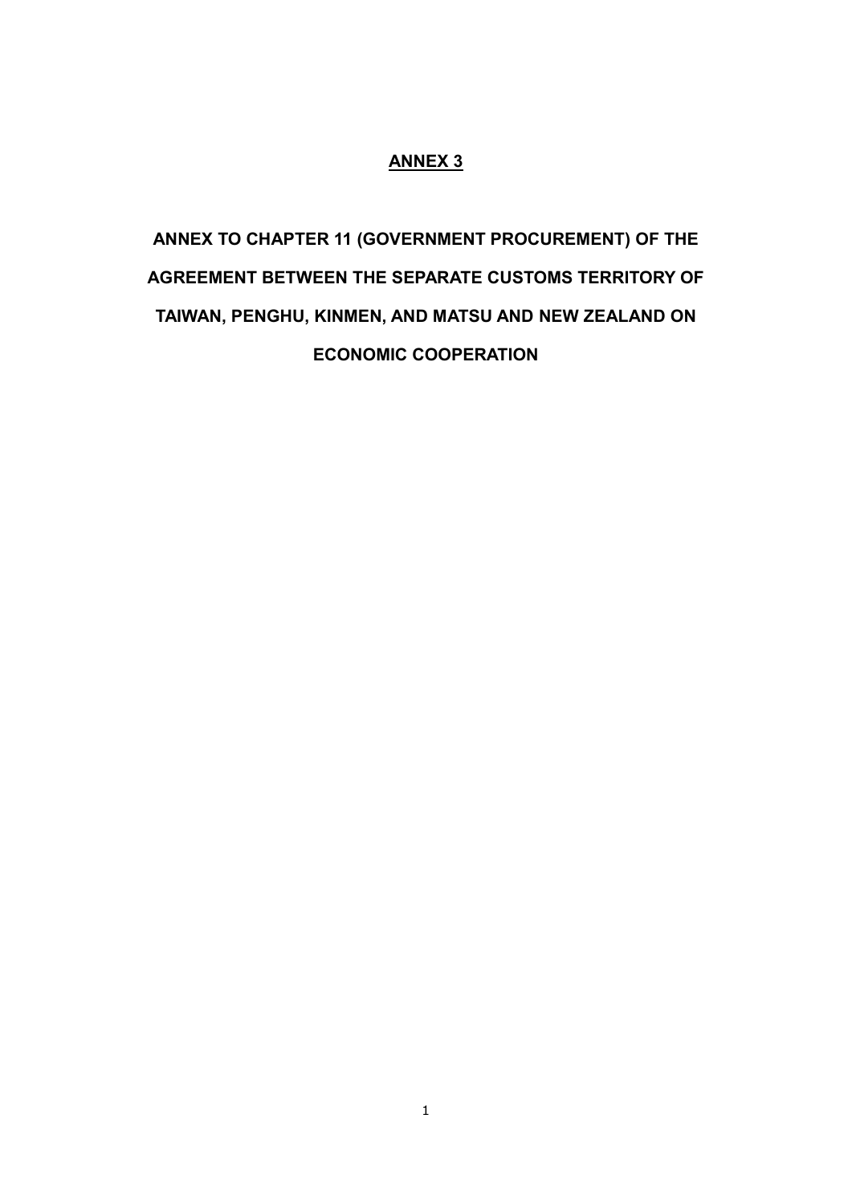# ANNEX 3

## ANNEX TO CHAPTER 11 (GOVERNMENT PROCUREMENT) OF THE AGREEMENT BETWEEN THE SEPARATE CUSTOMS TERRITORY OF TAIWAN, PENGHU, KINMEN, AND MATSU AND NEW ZEALAND ON ECONOMIC COOPERATION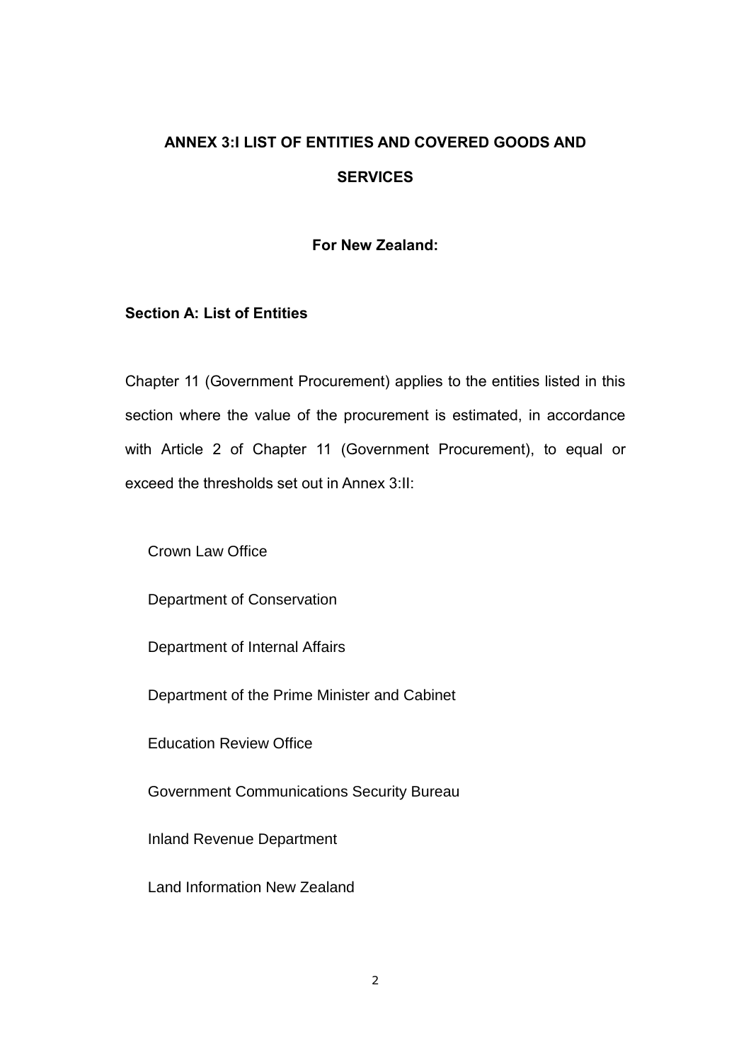# ANNEX 3:I LIST OF ENTITIES AND COVERED GOODS AND SERVICES

### For New Zealand:

## Section A: List of Entities

Chapter 11 (Government Procurement) applies to the entities listed in this section where the value of the procurement is estimated, in accordance with Article 2 of Chapter 11 (Government Procurement), to equal or exceed the thresholds set out in Annex 3:II:

Crown Law Office

Department of Conservation

Department of Internal Affairs

Department of the Prime Minister and Cabinet

Education Review Office

Government Communications Security Bureau

Inland Revenue Department

Land Information New Zealand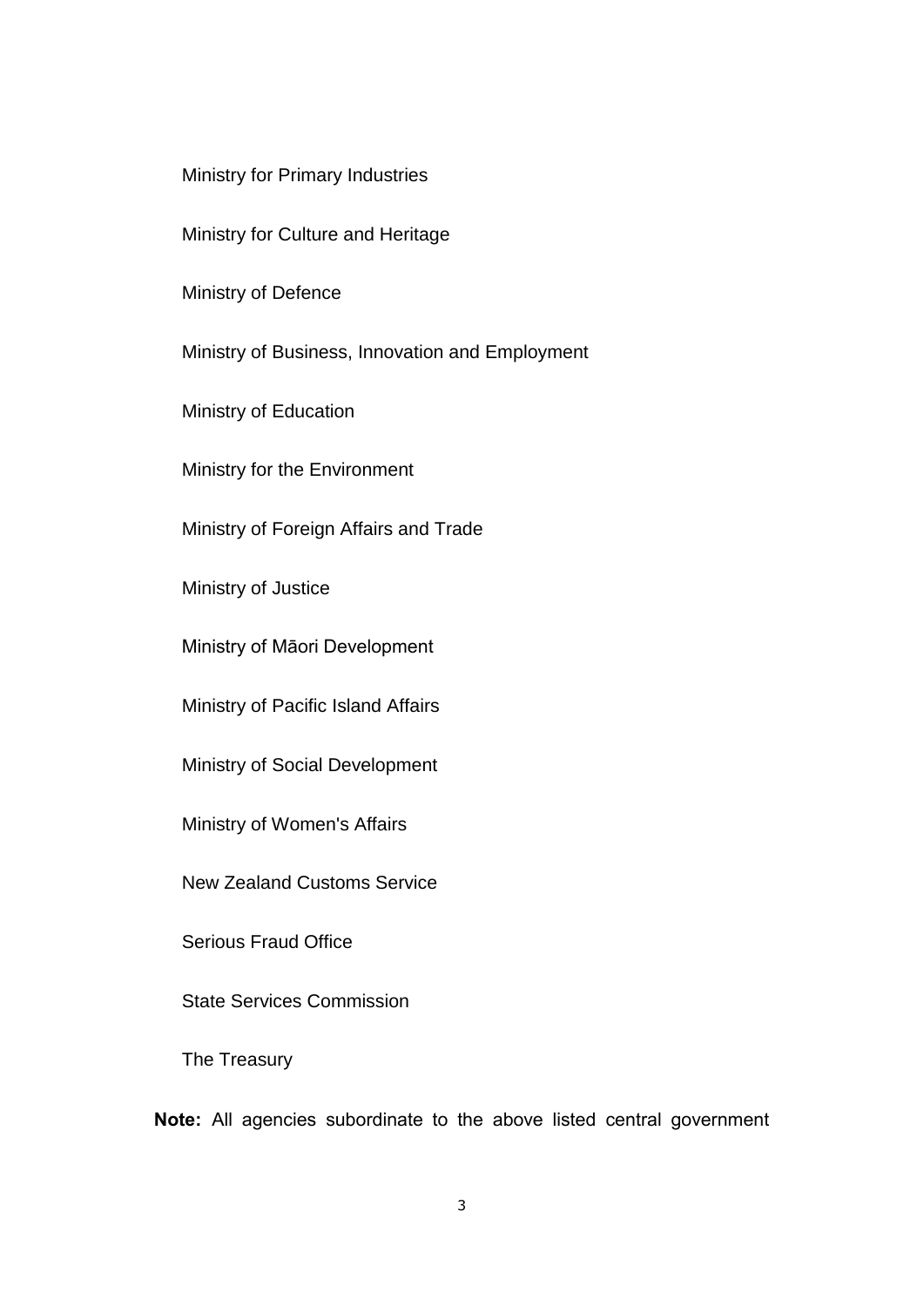Ministry for Primary Industries

Ministry for Culture and Heritage

Ministry of Defence

Ministry of Business, Innovation and Employment

Ministry of Education

Ministry for the Environment

Ministry of Foreign Affairs and Trade

Ministry of Justice

Ministry of Māori Development

Ministry of Pacific Island Affairs

Ministry of Social Development

Ministry of Women's Affairs

New Zealand Customs Service

Serious Fraud Office

State Services Commission

The Treasury

**Note:** All agencies subordinate to the above listed central government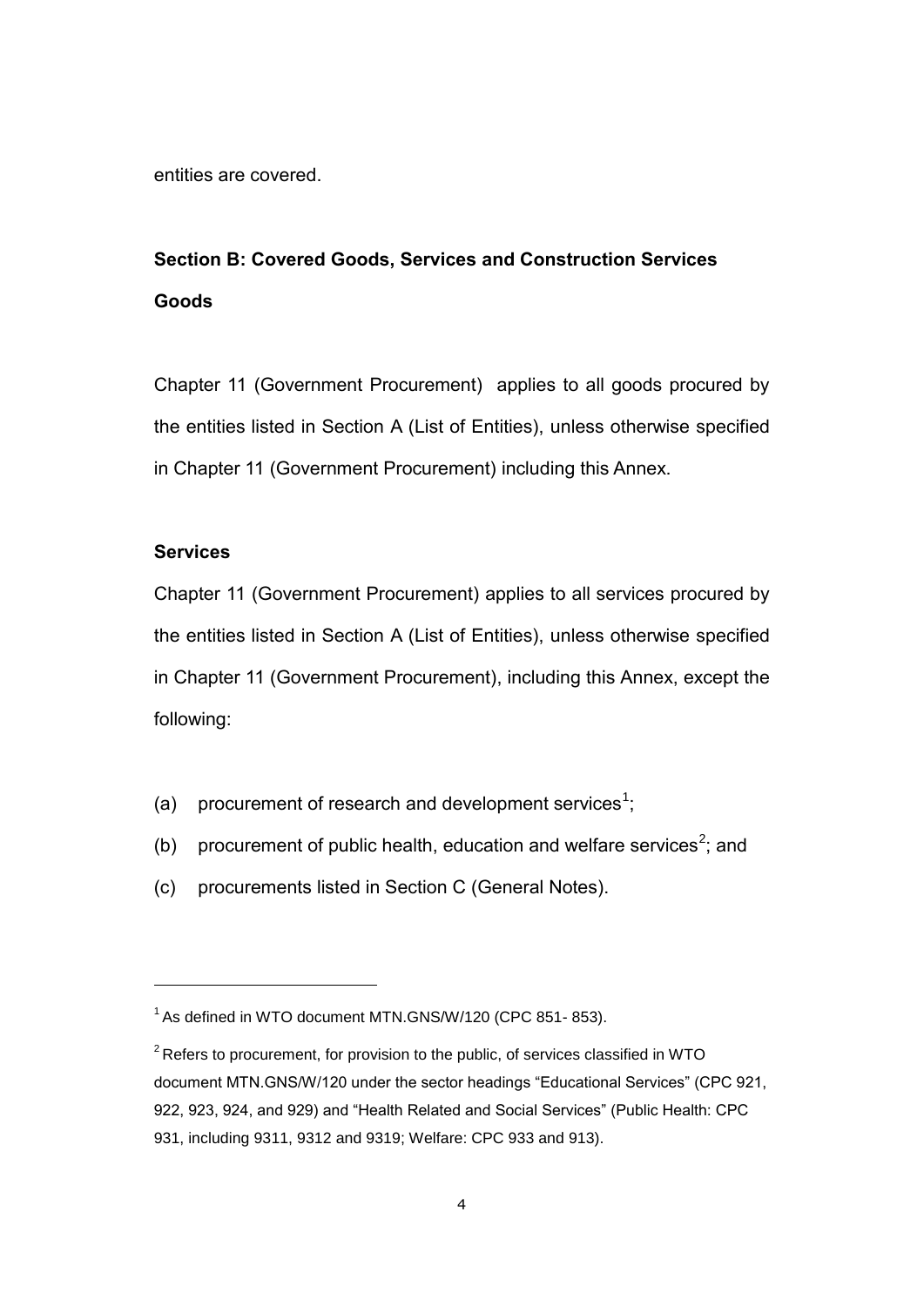entities are covered.

## Section B: Covered Goods, Services and Construction Services

### Goods

Chapter 11 (Government Procurement) applies to all goods procured by the entities listed in Section A (List of Entities), unless otherwise specified in Chapter 11 (Government Procurement) including this Annex.

### Services

Chapter 11 (Government Procurement) applies to all services procured by the entities listed in Section A (List of Entities), unless otherwise specified in Chapter 11 (Government Procurement), including this Annex, except the following:

(a) procurement of research and development services[1];

(b) procurement of public health, education and welfare services[2]; and

(c) procurements listed in Section C (General Notes).

---

[1] As defined in WTO document MTN.GNS/W/120 (CPC 851- 853).

[2] Refers to procurement, for provision to the public, of services classified in WTO document MTN.GNS/W/120 under the sector headings "Educational Services" (CPC 921, 922, 923, 924, and 929) and "Health Related and Social Services" (Public Health: CPC 931, including 9311, 9312 and 9319; Welfare: CPC 933 and 913).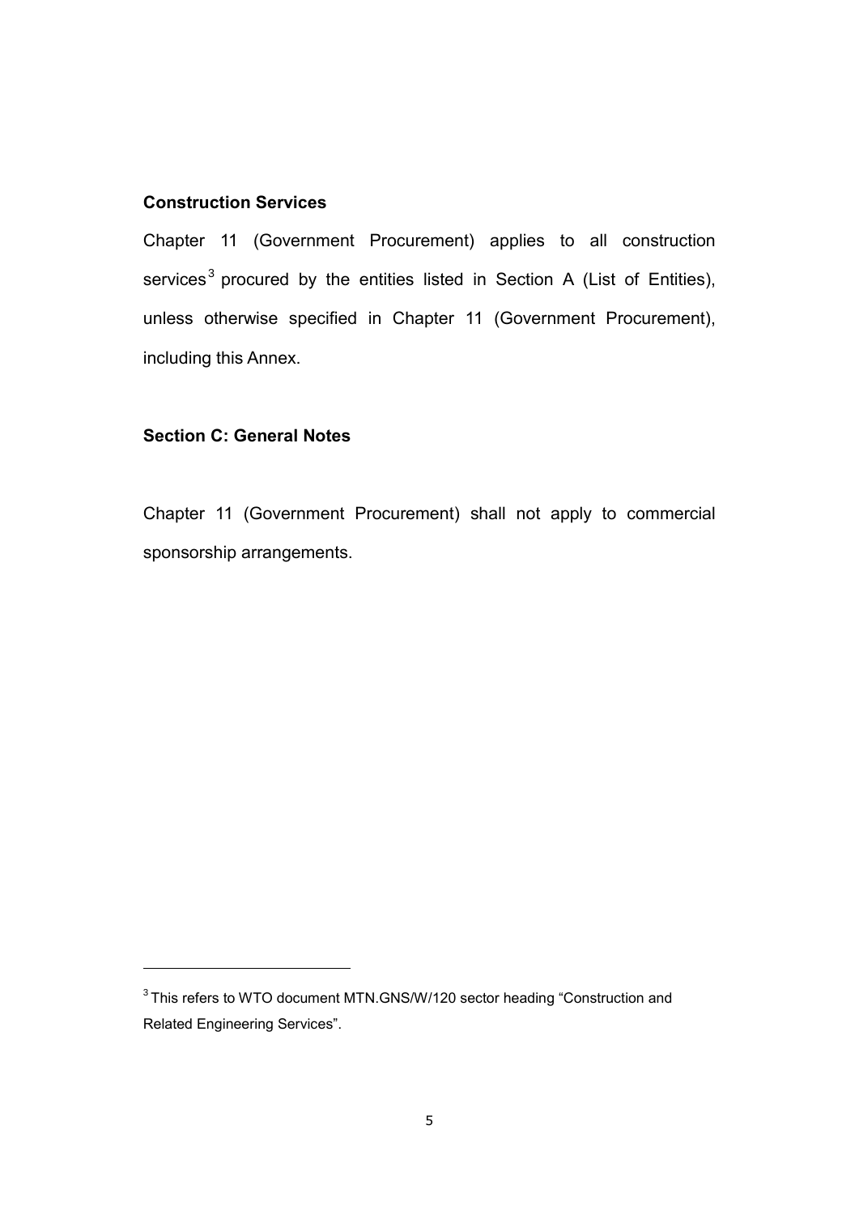**Construction Services**

Chapter 11 (Government Procurement) applies to all construction services[3] procured by the entities listed in Section A (List of Entities), unless otherwise specified in Chapter 11 (Government Procurement), including this Annex.

**Section C: General Notes**

Chapter 11 (Government Procurement) shall not apply to commercial sponsorship arrangements.

---

[3] This refers to WTO document MTN.GNS/W/120 sector heading "Construction and Related Engineering Services".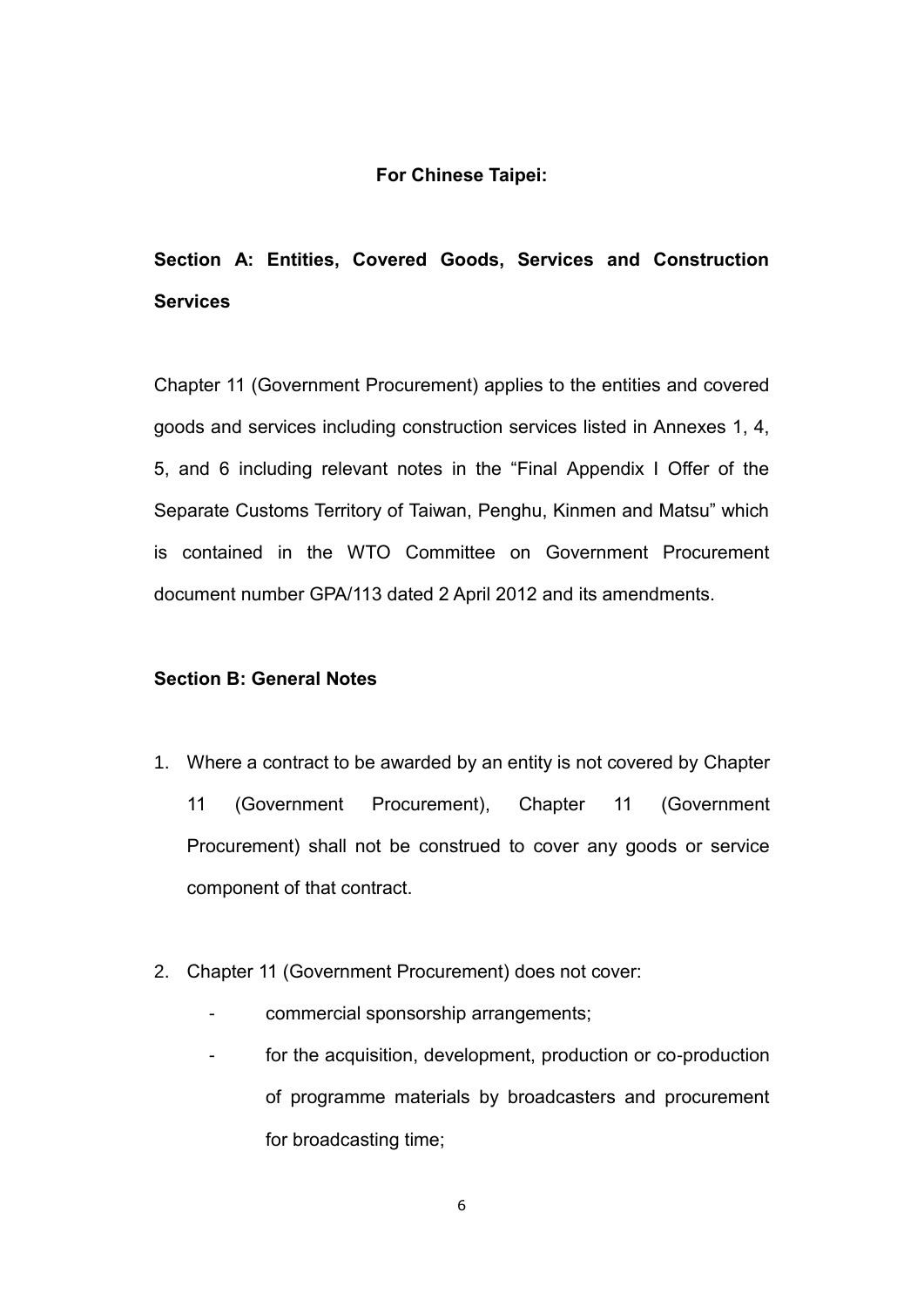**For Chinese Taipei:**

**Section A: Entities, Covered Goods, Services and Construction Services**

Chapter 11 (Government Procurement) applies to the entities and covered goods and services including construction services listed in Annexes 1, 4, 5, and 6 including relevant notes in the "Final Appendix I Offer of the Separate Customs Territory of Taiwan, Penghu, Kinmen and Matsu" which is contained in the WTO Committee on Government Procurement document number GPA/113 dated 2 April 2012 and its amendments.

**Section B: General Notes**

1. Where a contract to be awarded by an entity is not covered by Chapter 11 (Government Procurement), Chapter 11 (Government Procurement) shall not be construed to cover any goods or service component of that contract.

2. Chapter 11 (Government Procurement) does not cover:
   - commercial sponsorship arrangements;
   - for the acquisition, development, production or co-production of programme materials by broadcasters and procurement for broadcasting time;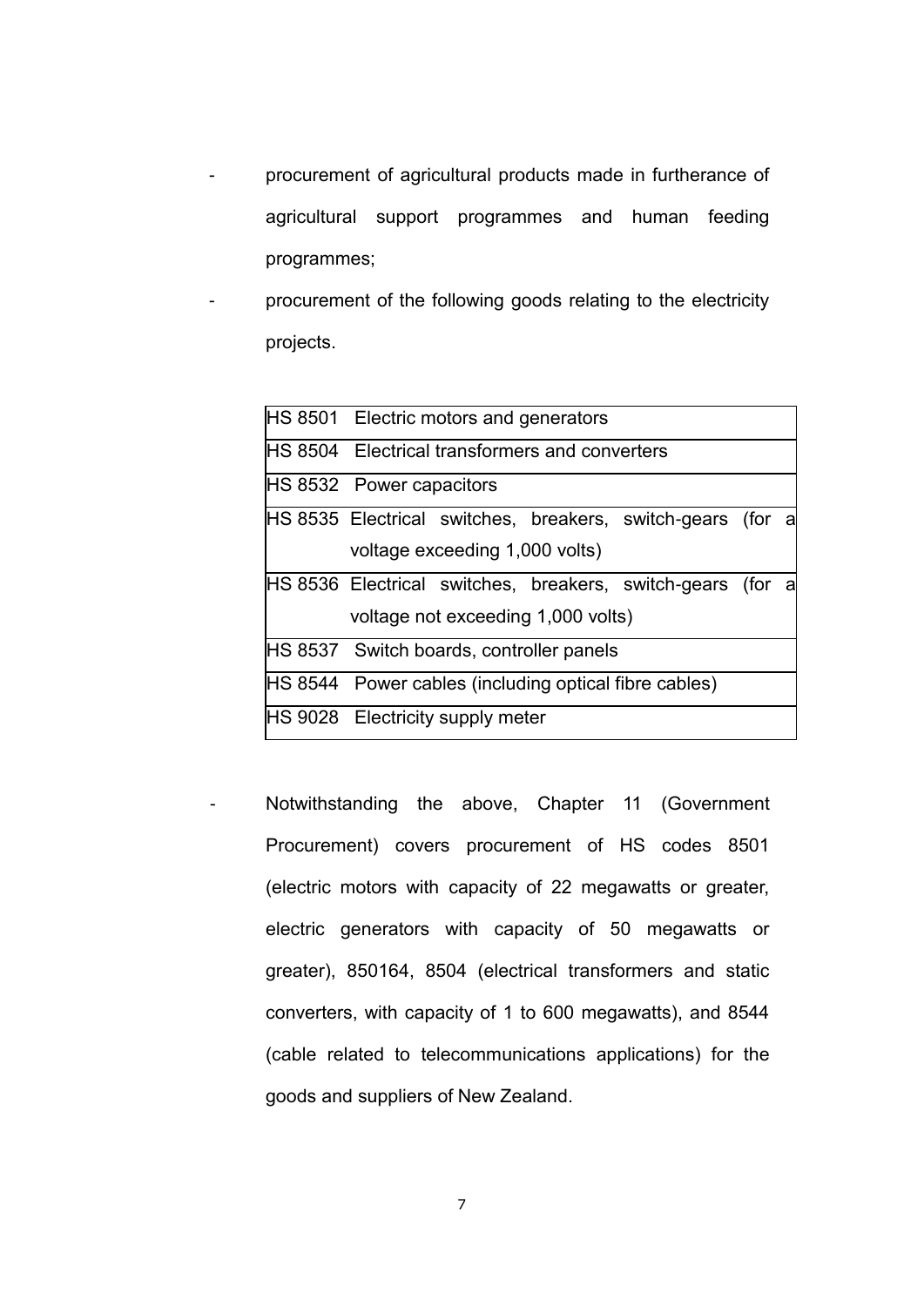- procurement of agricultural products made in furtherance of agricultural support programmes and human feeding programmes;
- procurement of the following goods relating to the electricity projects.

| | |
|---|---|
| HS 8501 | Electric motors and generators |
| HS 8504 | Electrical transformers and converters |
| HS 8532 | Power capacitors |
| HS 8535 | Electrical switches, breakers, switch-gears (for a voltage exceeding 1,000 volts) |
| HS 8536 | Electrical switches, breakers, switch-gears (for a voltage not exceeding 1,000 volts) |
| HS 8537 | Switch boards, controller panels |
| HS 8544 | Power cables (including optical fibre cables) |
| HS 9028 | Electricity supply meter |

- Notwithstanding the above, Chapter 11 (Government Procurement) covers procurement of HS codes 8501 (electric motors with capacity of 22 megawatts or greater, electric generators with capacity of 50 megawatts or greater), 850164, 8504 (electrical transformers and static converters, with capacity of 1 to 600 megawatts), and 8544 (cable related to telecommunications applications) for the goods and suppliers of New Zealand.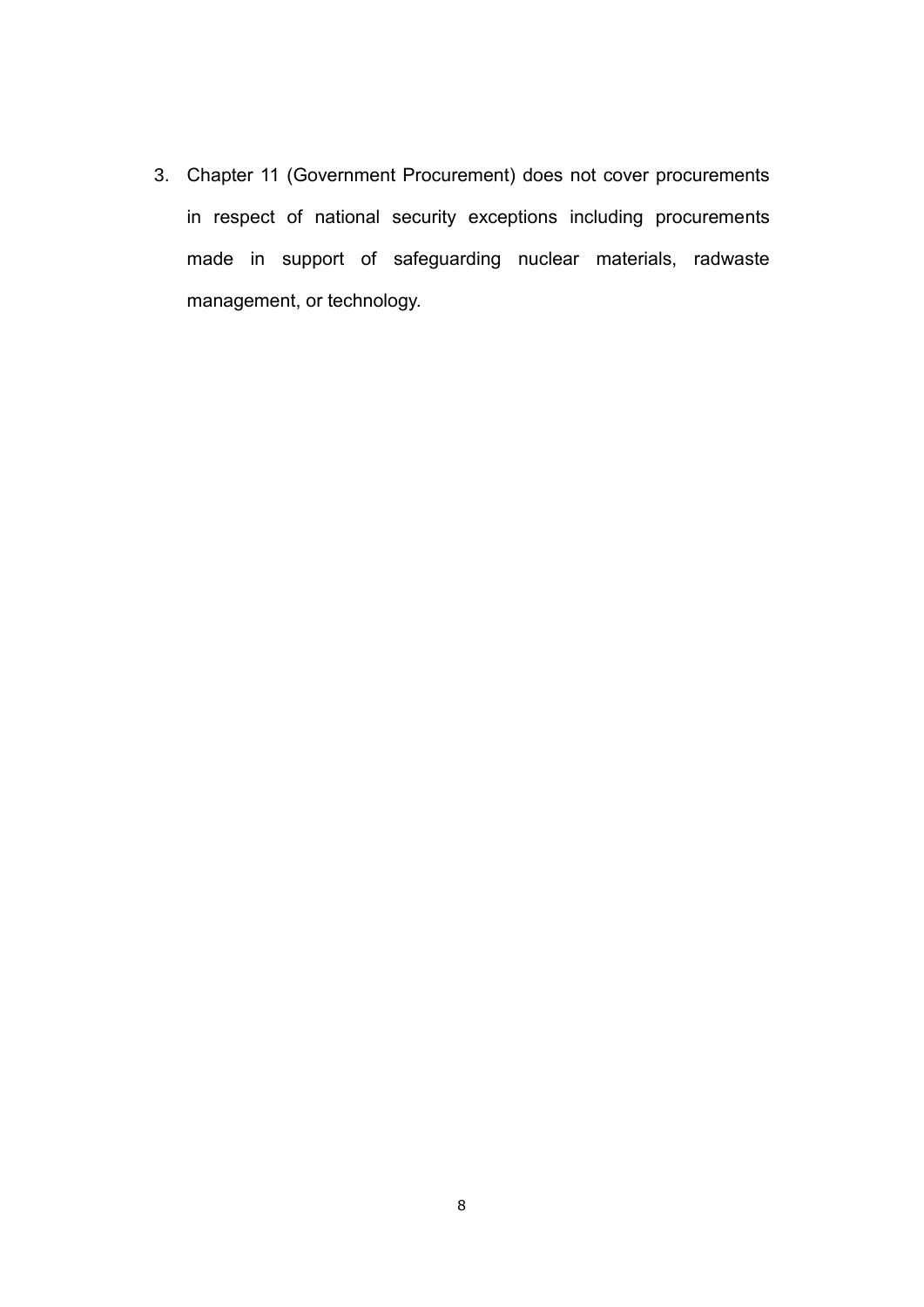3. Chapter 11 (Government Procurement) does not cover procurements in respect of national security exceptions including procurements made in support of safeguarding nuclear materials, radwaste management, or technology.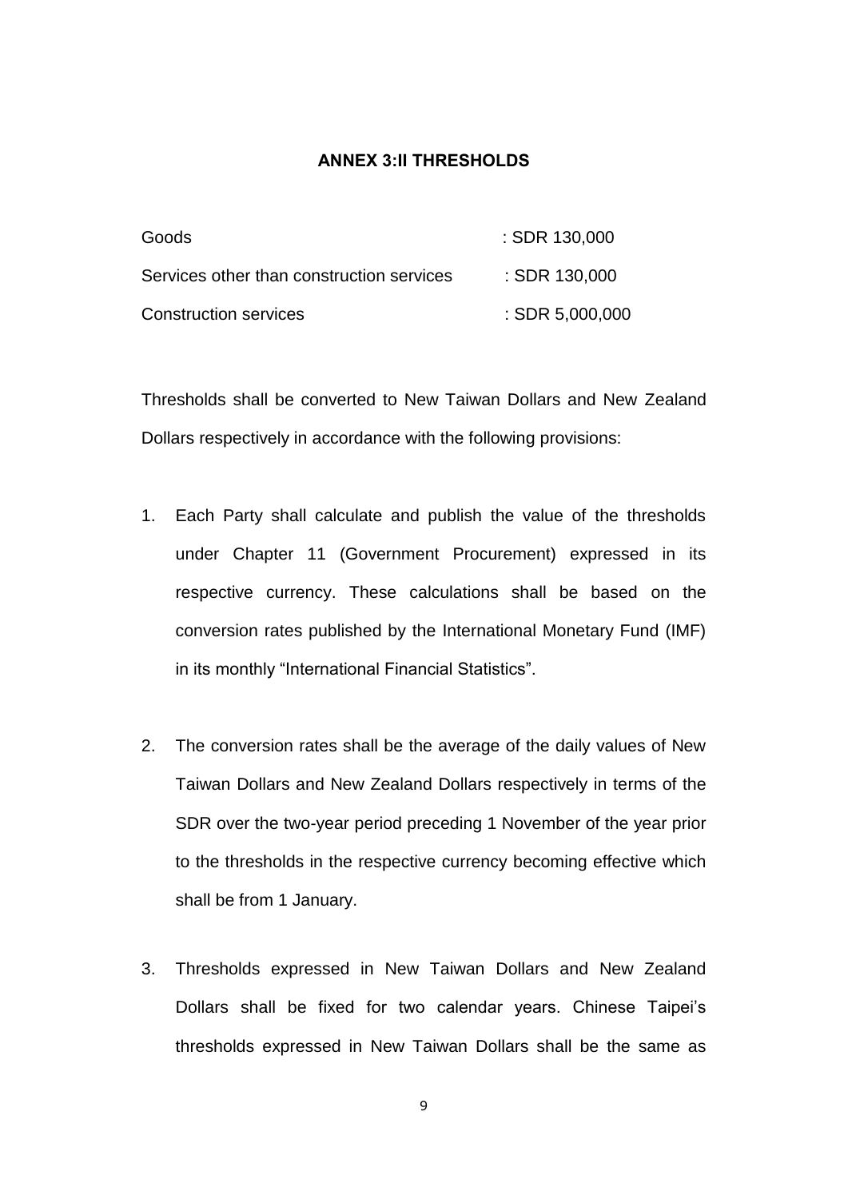## ANNEX 3:II THRESHOLDS

| | |
|---|---|
| Goods | : SDR 130,000 |
| Services other than construction services | : SDR 130,000 |
| Construction services | : SDR 5,000,000 |

Thresholds shall be converted to New Taiwan Dollars and New Zealand Dollars respectively in accordance with the following provisions:

1. Each Party shall calculate and publish the value of the thresholds under Chapter 11 (Government Procurement) expressed in its respective currency. These calculations shall be based on the conversion rates published by the International Monetary Fund (IMF) in its monthly "International Financial Statistics".

2. The conversion rates shall be the average of the daily values of New Taiwan Dollars and New Zealand Dollars respectively in terms of the SDR over the two-year period preceding 1 November of the year prior to the thresholds in the respective currency becoming effective which shall be from 1 January.

3. Thresholds expressed in New Taiwan Dollars and New Zealand Dollars shall be fixed for two calendar years. Chinese Taipei's thresholds expressed in New Taiwan Dollars shall be the same as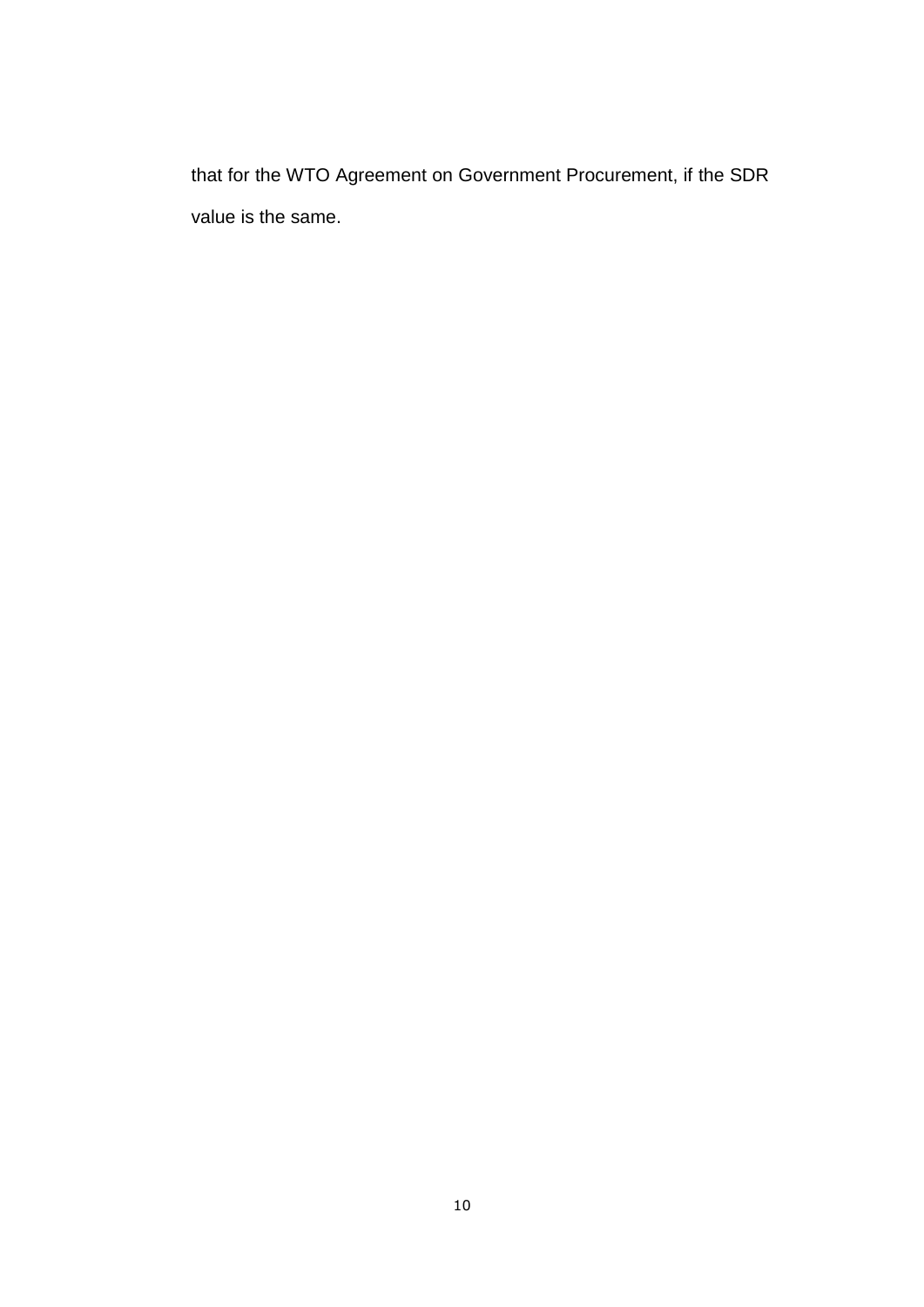that for the WTO Agreement on Government Procurement, if the SDR value is the same.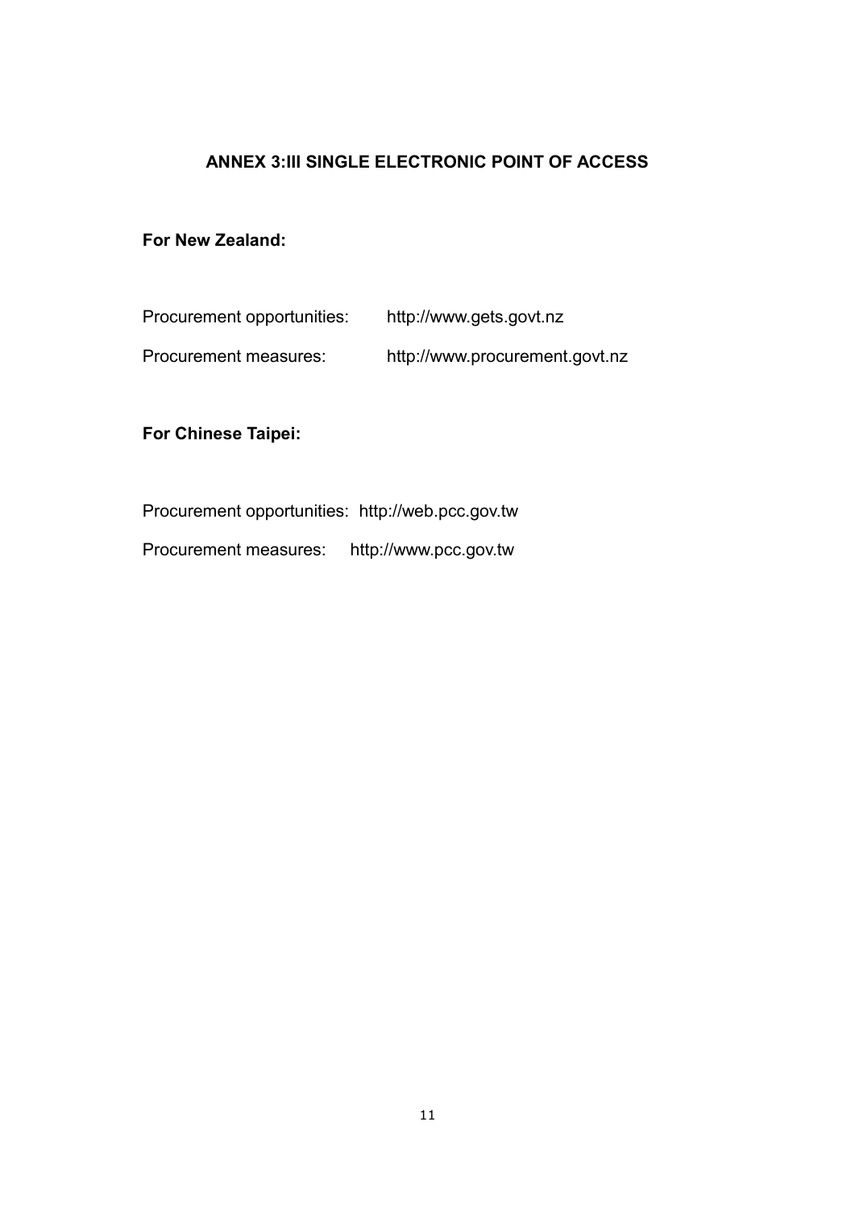## ANNEX 3:III SINGLE ELECTRONIC POINT OF ACCESS

**For New Zealand:**

Procurement opportunities: http://www.gets.govt.nz

Procurement measures: http://www.procurement.govt.nz

**For Chinese Taipei:**

Procurement opportunities: http://web.pcc.gov.tw

Procurement measures: http://www.pcc.gov.tw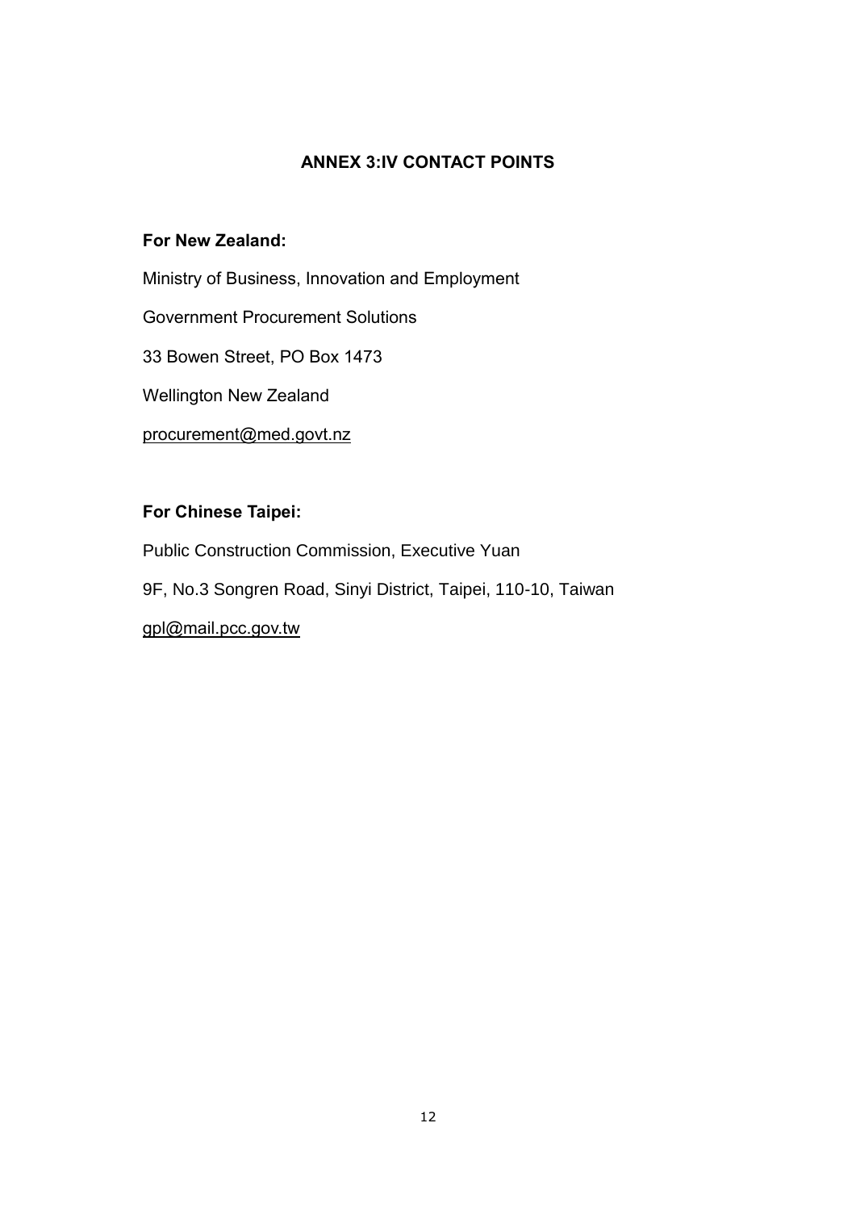## ANNEX 3:IV CONTACT POINTS

**For New Zealand:**

Ministry of Business, Innovation and Employment

Government Procurement Solutions

33 Bowen Street, PO Box 1473

Wellington New Zealand

procurement@med.govt.nz

**For Chinese Taipei:**

Public Construction Commission, Executive Yuan

9F, No.3 Songren Road, Sinyi District, Taipei, 110-10, Taiwan

gpl@mail.pcc.gov.tw